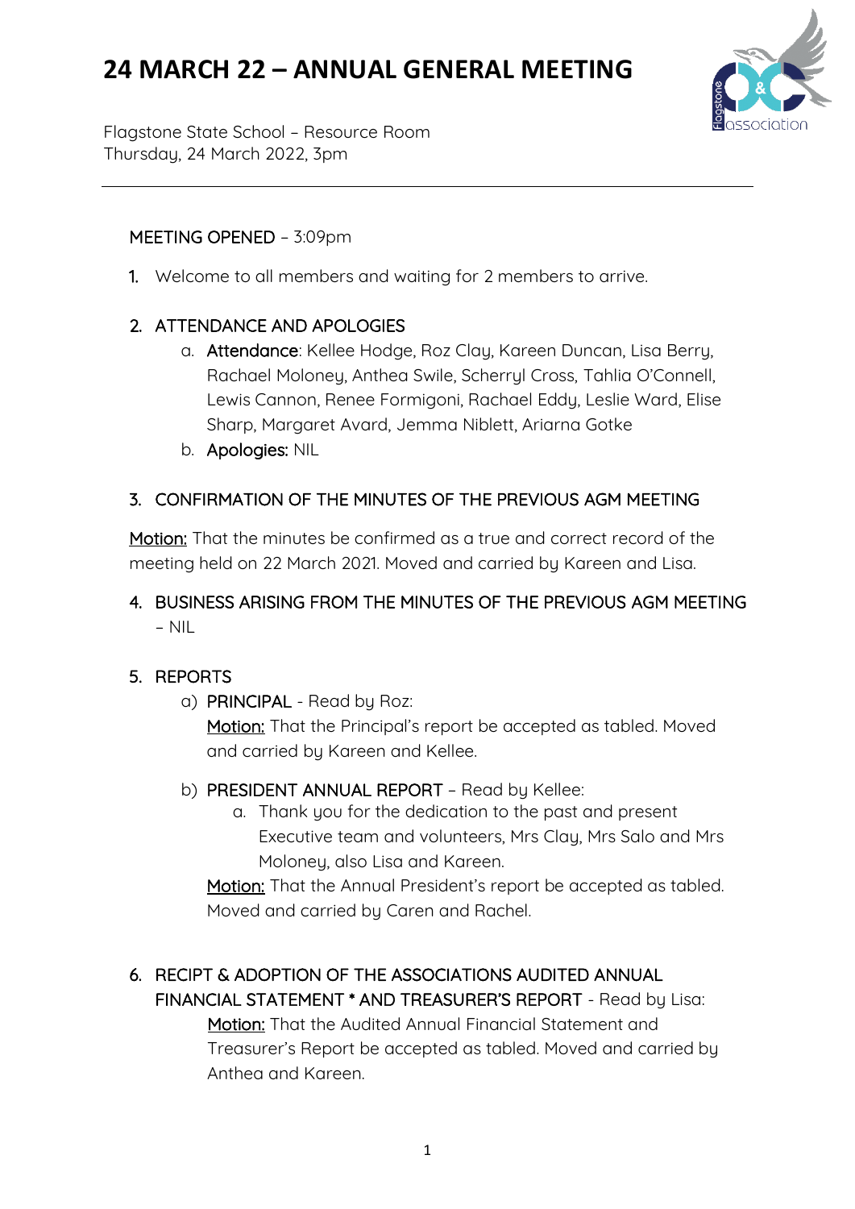# 24 MARCH 22 – ANNUAL GENERAL MEETING

Flagstone State School – Resource Room
Thursday, 24 March 2022, 3pm

---

MEETING OPENED – 3:09pm

1. Welcome to all members and waiting for 2 members to arrive.

2. ATTENDANCE AND APOLOGIES
   a. **Attendance**: Kellee Hodge, Roz Clay, Kareen Duncan, Lisa Berry, Rachael Moloney, Anthea Swile, Scherryl Cross, Tahlia O'Connell, Lewis Cannon, Renee Formigoni, Rachael Eddy, Leslie Ward, Elise Sharp, Margaret Avard, Jemma Niblett, Ariarna Gotke
   b. **Apologies:** NIL

3. CONFIRMATION OF THE MINUTES OF THE PREVIOUS AGM MEETING

<u>Motion:</u> That the minutes be confirmed as a true and correct record of the meeting held on 22 March 2021. Moved and carried by Kareen and Lisa.

4. BUSINESS ARISING FROM THE MINUTES OF THE PREVIOUS AGM MEETING – NIL

5. REPORTS
   a) PRINCIPAL - Read by Roz:
      <u>Motion:</u> That the Principal's report be accepted as tabled. Moved and carried by Kareen and Kellee.

   b) PRESIDENT ANNUAL REPORT – Read by Kellee:
      a. Thank you for the dedication to the past and present Executive team and volunteers, Mrs Clay, Mrs Salo and Mrs Moloney, also Lisa and Kareen.

      <u>Motion:</u> That the Annual President's report be accepted as tabled. Moved and carried by Caren and Rachel.

6. RECIPT & ADOPTION OF THE ASSOCIATIONS AUDITED ANNUAL FINANCIAL STATEMENT * AND TREASURER'S REPORT - Read by Lisa:
   <u>Motion:</u> That the Audited Annual Financial Statement and Treasurer's Report be accepted as tabled. Moved and carried by Anthea and Kareen.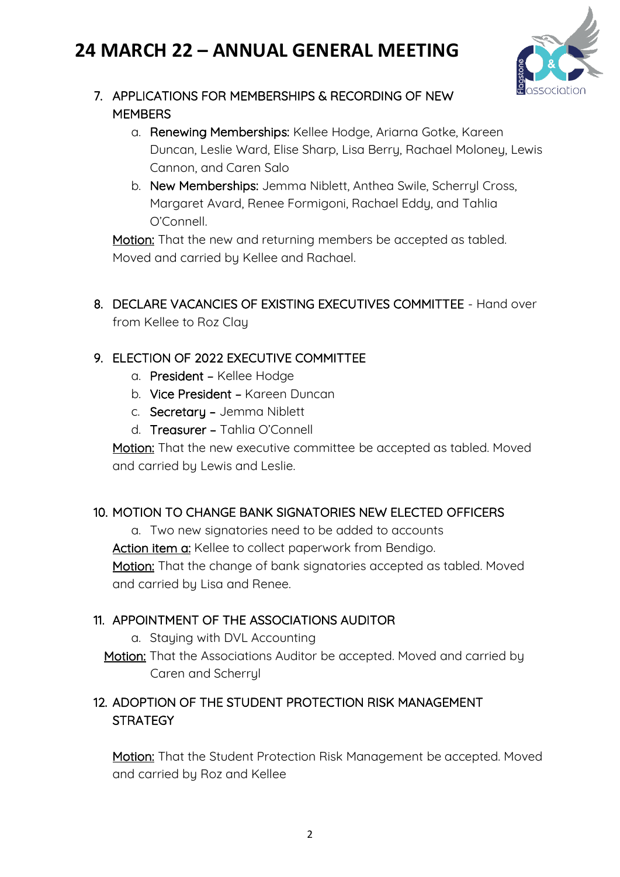# 24 MARCH 22 – ANNUAL GENERAL MEETING

7. APPLICATIONS FOR MEMBERSHIPS & RECORDING OF NEW MEMBERS
   a. Renewing Memberships: Kellee Hodge, Ariarna Gotke, Kareen Duncan, Leslie Ward, Elise Sharp, Lisa Berry, Rachael Moloney, Lewis Cannon, and Caren Salo
   b. New Memberships: Jemma Niblett, Anthea Swile, Scherryl Cross, Margaret Avard, Renee Formigoni, Rachael Eddy, and Tahlia O'Connell.

   Motion: That the new and returning members be accepted as tabled. Moved and carried by Kellee and Rachael.

8. DECLARE VACANCIES OF EXISTING EXECUTIVES COMMITTEE - Hand over from Kellee to Roz Clay

9. ELECTION OF 2022 EXECUTIVE COMMITTEE
   a. President – Kellee Hodge
   b. Vice President – Kareen Duncan
   c. Secretary – Jemma Niblett
   d. Treasurer – Tahlia O'Connell

   Motion: That the new executive committee be accepted as tabled. Moved and carried by Lewis and Leslie.

10. MOTION TO CHANGE BANK SIGNATORIES NEW ELECTED OFFICERS
    a. Two new signatories need to be added to accounts

    Action item a: Kellee to collect paperwork from Bendigo.
    Motion: That the change of bank signatories accepted as tabled. Moved and carried by Lisa and Renee.

11. APPOINTMENT OF THE ASSOCIATIONS AUDITOR
    a. Staying with DVL Accounting

    Motion: That the Associations Auditor be accepted. Moved and carried by Caren and Scherryl

12. ADOPTION OF THE STUDENT PROTECTION RISK MANAGEMENT STRATEGY

    Motion: That the Student Protection Risk Management be accepted. Moved and carried by Roz and Kellee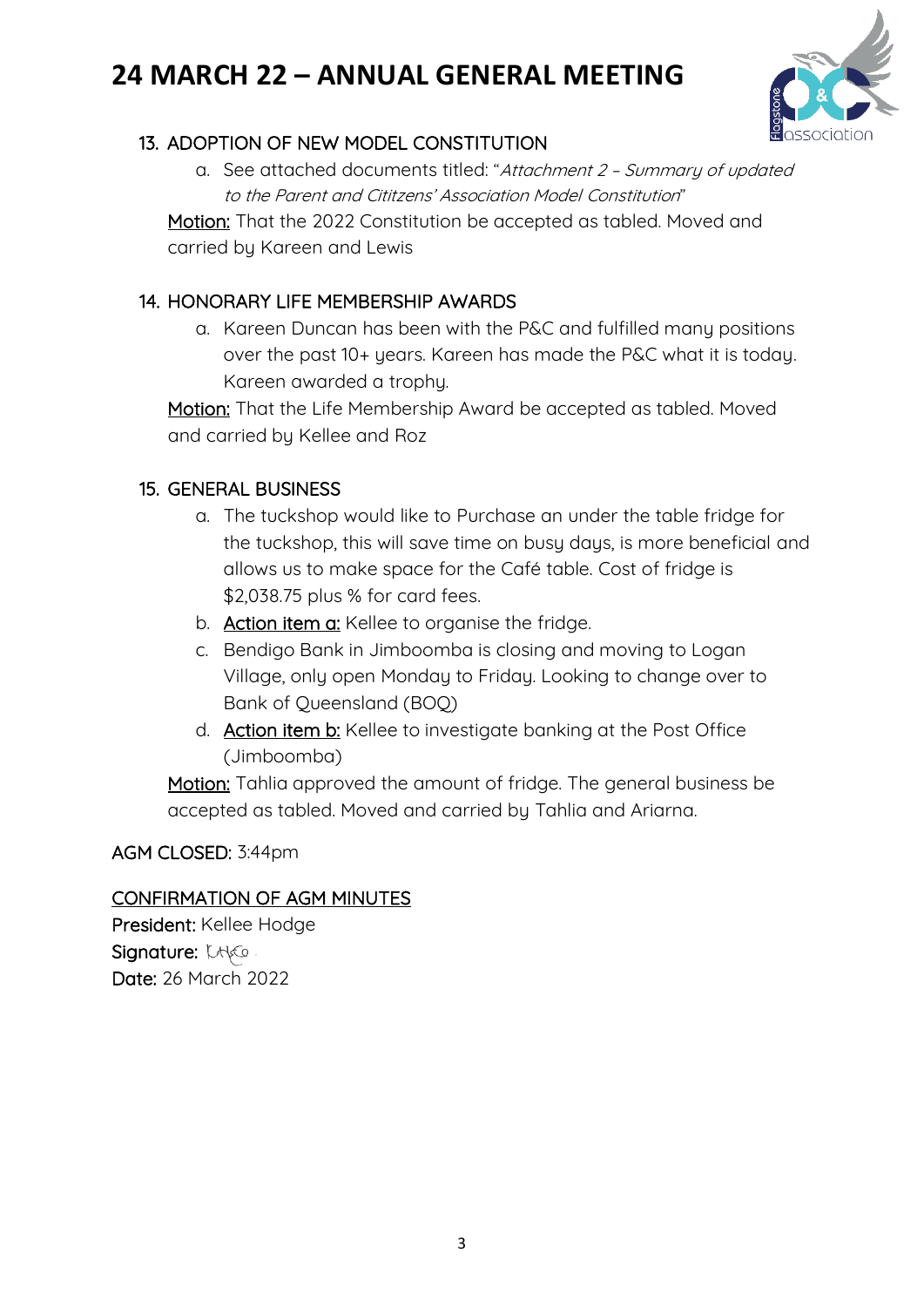# 24 MARCH 22 – ANNUAL GENERAL MEETING

13. ADOPTION OF NEW MODEL CONSTITUTION
    a. See attached documents titled: "*Attachment 2 – Summary of updated to the Parent and Cititzens' Association Model Constitution*"

    Motion: That the 2022 Constitution be accepted as tabled. Moved and carried by Kareen and Lewis

14. HONORARY LIFE MEMBERSHIP AWARDS
    a. Kareen Duncan has been with the P&C and fulfilled many positions over the past 10+ years. Kareen has made the P&C what it is today. Kareen awarded a trophy.

    Motion: That the Life Membership Award be accepted as tabled. Moved and carried by Kellee and Roz

15. GENERAL BUSINESS
    a. The tuckshop would like to Purchase an under the table fridge for the tuckshop, this will save time on busy days, is more beneficial and allows us to make space for the Café table. Cost of fridge is $2,038.75 plus % for card fees.
    b. Action item a: Kellee to organise the fridge.
    c. Bendigo Bank in Jimboomba is closing and moving to Logan Village, only open Monday to Friday. Looking to change over to Bank of Queensland (BOQ)
    d. Action item b: Kellee to investigate banking at the Post Office (Jimboomba)

    Motion: Tahlia approved the amount of fridge. The general business be accepted as tabled. Moved and carried by Tahlia and Ariarna.

AGM CLOSED: 3:44pm

CONFIRMATION OF AGM MINUTES

**President:** Kellee Hodge

**Signature:** [signature]

**Date:** 26 March 2022